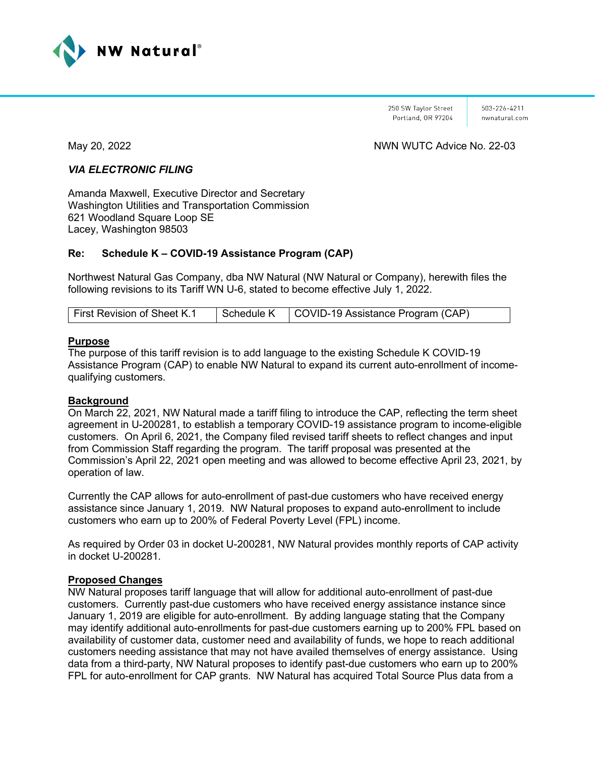NW Natural®

250 SW Taylor Street
Portland, OR 97204

503-226-4211
nwnatural.com

May 20, 2022 NWN WUTC Advice No. 22-03

***VIA ELECTRONIC FILING***

Amanda Maxwell, Executive Director and Secretary
Washington Utilities and Transportation Commission
621 Woodland Square Loop SE
Lacey, Washington 98503

**Re: Schedule K – COVID-19 Assistance Program (CAP)**

Northwest Natural Gas Company, dba NW Natural (NW Natural or Company), herewith files the following revisions to its Tariff WN U-6, stated to become effective July 1, 2022.

| First Revision of Sheet K.1 | Schedule K | COVID-19 Assistance Program (CAP) |
|---|---|---|

**Purpose**
The purpose of this tariff revision is to add language to the existing Schedule K COVID-19 Assistance Program (CAP) to enable NW Natural to expand its current auto-enrollment of income-qualifying customers.

**Background**
On March 22, 2021, NW Natural made a tariff filing to introduce the CAP, reflecting the term sheet agreement in U-200281, to establish a temporary COVID-19 assistance program to income-eligible customers. On April 6, 2021, the Company filed revised tariff sheets to reflect changes and input from Commission Staff regarding the program. The tariff proposal was presented at the Commission's April 22, 2021 open meeting and was allowed to become effective April 23, 2021, by operation of law.

Currently the CAP allows for auto-enrollment of past-due customers who have received energy assistance since January 1, 2019. NW Natural proposes to expand auto-enrollment to include customers who earn up to 200% of Federal Poverty Level (FPL) income.

As required by Order 03 in docket U-200281, NW Natural provides monthly reports of CAP activity in docket U-200281.

**Proposed Changes**
NW Natural proposes tariff language that will allow for additional auto-enrollment of past-due customers. Currently past-due customers who have received energy assistance instance since January 1, 2019 are eligible for auto-enrollment. By adding language stating that the Company may identify additional auto-enrollments for past-due customers earning up to 200% FPL based on availability of customer data, customer need and availability of funds, we hope to reach additional customers needing assistance that may not have availed themselves of energy assistance. Using data from a third-party, NW Natural proposes to identify past-due customers who earn up to 200% FPL for auto-enrollment for CAP grants. NW Natural has acquired Total Source Plus data from a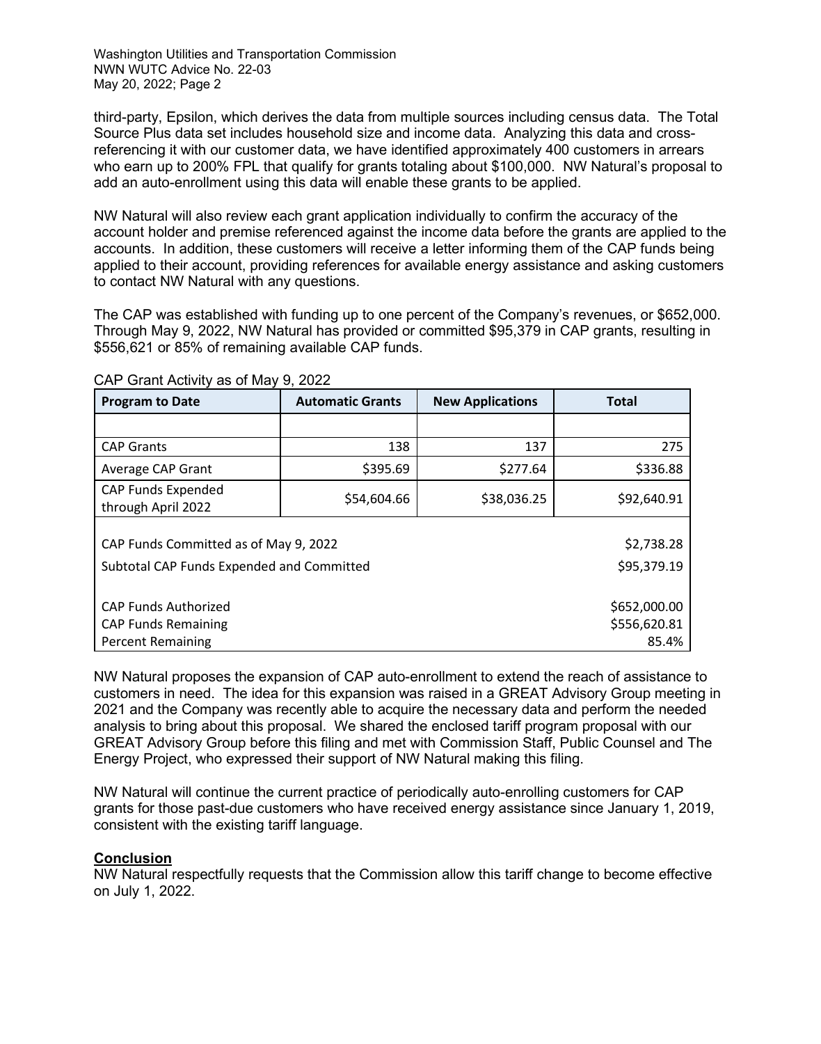third-party, Epsilon, which derives the data from multiple sources including census data. The Total Source Plus data set includes household size and income data. Analyzing this data and cross-referencing it with our customer data, we have identified approximately 400 customers in arrears who earn up to 200% FPL that qualify for grants totaling about $100,000. NW Natural's proposal to add an auto-enrollment using this data will enable these grants to be applied.

NW Natural will also review each grant application individually to confirm the accuracy of the account holder and premise referenced against the income data before the grants are applied to the accounts. In addition, these customers will receive a letter informing them of the CAP funds being applied to their account, providing references for available energy assistance and asking customers to contact NW Natural with any questions.

The CAP was established with funding up to one percent of the Company's revenues, or $652,000. Through May 9, 2022, NW Natural has provided or committed $95,379 in CAP grants, resulting in $556,621 or 85% of remaining available CAP funds.

CAP Grant Activity as of May 9, 2022

| Program to Date | Automatic Grants | New Applications | Total |
|---|---|---|---|
| | | | |
| CAP Grants | 138 | 137 | 275 |
| Average CAP Grant | $395.69 | $277.64 | $336.88 |
| CAP Funds Expended through April 2022 | $54,604.66 | $38,036.25 | $92,640.91 |
| CAP Funds Committed as of May 9, 2022 | | | $2,738.28 |
| Subtotal CAP Funds Expended and Committed | | | $95,379.19 |
| CAP Funds Authorized | | | $652,000.00 |
| CAP Funds Remaining | | | $556,620.81 |
| Percent Remaining | | | 85.4% |

NW Natural proposes the expansion of CAP auto-enrollment to extend the reach of assistance to customers in need. The idea for this expansion was raised in a GREAT Advisory Group meeting in 2021 and the Company was recently able to acquire the necessary data and perform the needed analysis to bring about this proposal. We shared the enclosed tariff program proposal with our GREAT Advisory Group before this filing and met with Commission Staff, Public Counsel and The Energy Project, who expressed their support of NW Natural making this filing.

NW Natural will continue the current practice of periodically auto-enrolling customers for CAP grants for those past-due customers who have received energy assistance since January 1, 2019, consistent with the existing tariff language.

## **Conclusion**

NW Natural respectfully requests that the Commission allow this tariff change to become effective on July 1, 2022.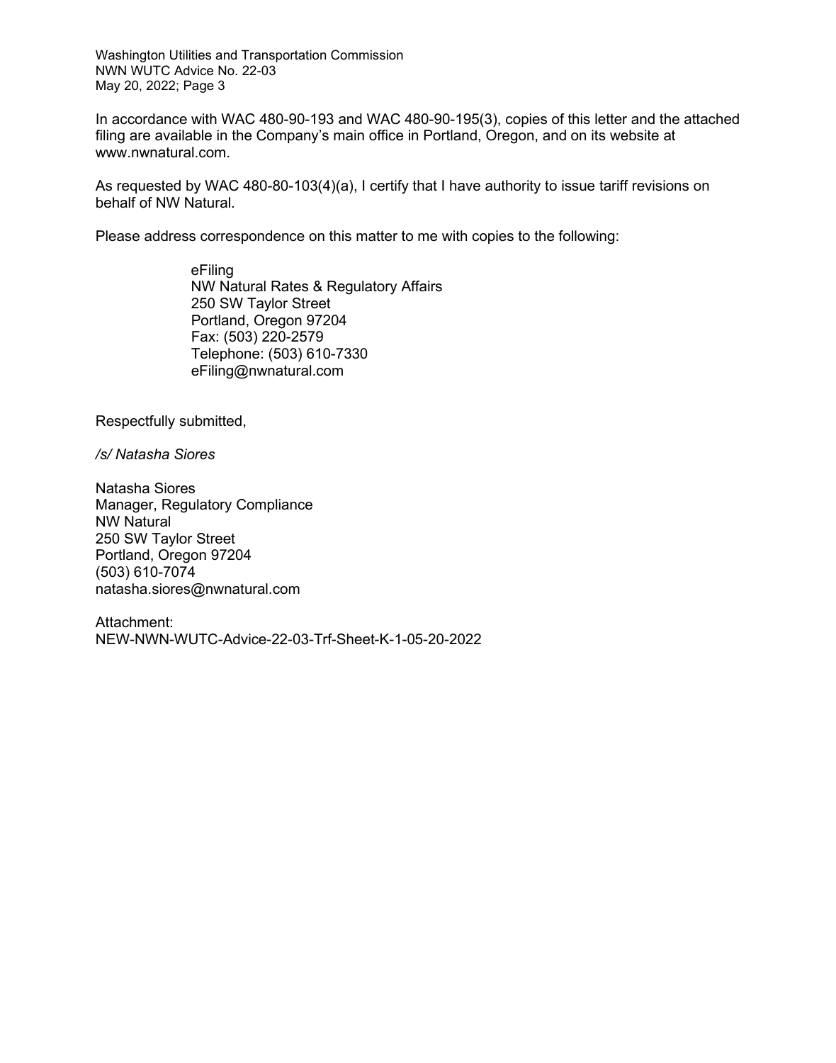In accordance with WAC 480-90-193 and WAC 480-90-195(3), copies of this letter and the attached filing are available in the Company's main office in Portland, Oregon, and on its website at www.nwnatural.com.

As requested by WAC 480-80-103(4)(a), I certify that I have authority to issue tariff revisions on behalf of NW Natural.

Please address correspondence on this matter to me with copies to the following:

> eFiling  
> NW Natural Rates & Regulatory Affairs  
> 250 SW Taylor Street  
> Portland, Oregon 97204  
> Fax: (503) 220-2579  
> Telephone: (503) 610-7330  
> eFiling@nwnatural.com

Respectfully submitted,

*/s/ Natasha Siores*

Natasha Siores  
Manager, Regulatory Compliance  
NW Natural  
250 SW Taylor Street  
Portland, Oregon 97204  
(503) 610-7074  
natasha.siores@nwnatural.com

Attachment:  
NEW-NWN-WUTC-Advice-22-03-Trf-Sheet-K-1-05-20-2022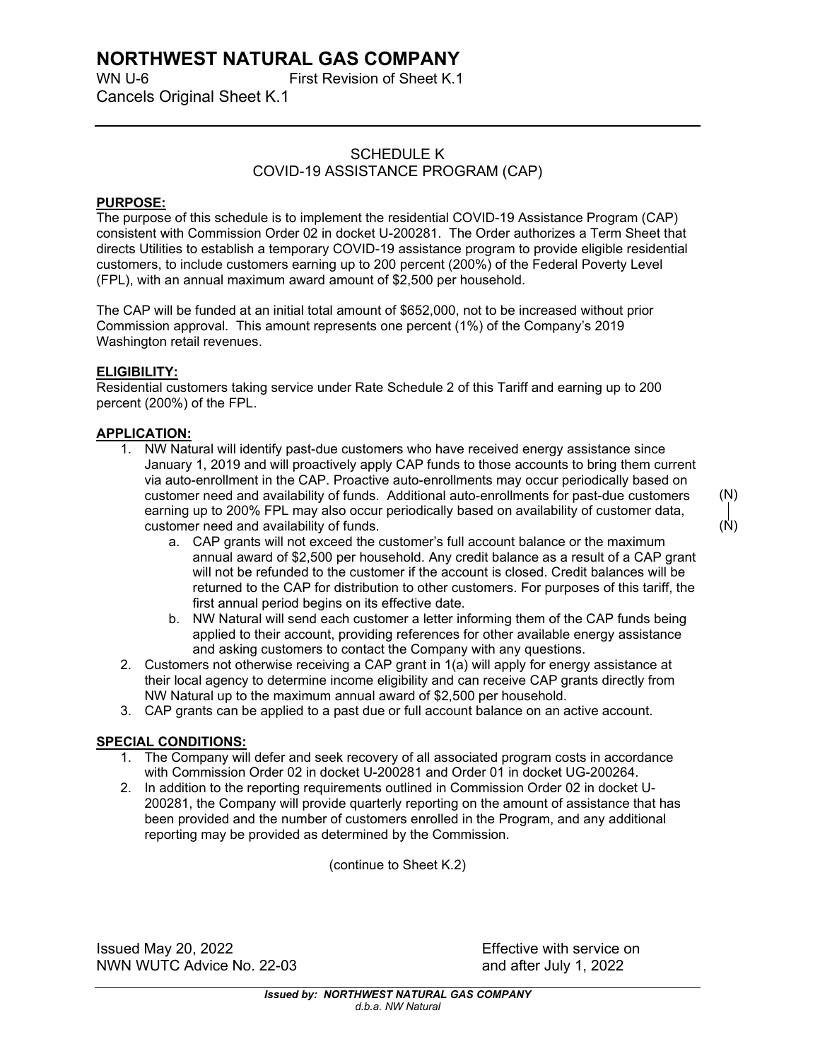# NORTHWEST NATURAL GAS COMPANY

WN U-6 First Revision of Sheet K.1
Cancels Original Sheet K.1

SCHEDULE K
COVID-19 ASSISTANCE PROGRAM (CAP)

**PURPOSE:**
The purpose of this schedule is to implement the residential COVID-19 Assistance Program (CAP) consistent with Commission Order 02 in docket U-200281. The Order authorizes a Term Sheet that directs Utilities to establish a temporary COVID-19 assistance program to provide eligible residential customers, to include customers earning up to 200 percent (200%) of the Federal Poverty Level (FPL), with an annual maximum award amount of $2,500 per household.

The CAP will be funded at an initial total amount of $652,000, not to be increased without prior Commission approval. This amount represents one percent (1%) of the Company's 2019 Washington retail revenues.

**ELIGIBILITY:**
Residential customers taking service under Rate Schedule 2 of this Tariff and earning up to 200 percent (200%) of the FPL.

**APPLICATION:**

1. NW Natural will identify past-due customers who have received energy assistance since January 1, 2019 and will proactively apply CAP funds to those accounts to bring them current via auto-enrollment in the CAP. Proactive auto-enrollments may occur periodically based on customer need and availability of funds. Additional auto-enrollments for past-due customers earning up to 200% FPL may also occur periodically based on availability of customer data, customer need and availability of funds. (N)
   a. CAP grants will not exceed the customer's full account balance or the maximum annual award of $2,500 per household. Any credit balance as a result of a CAP grant will not be refunded to the customer if the account is closed. Credit balances will be returned to the CAP for distribution to other customers. For purposes of this tariff, the first annual period begins on its effective date.
   b. NW Natural will send each customer a letter informing them of the CAP funds being applied to their account, providing references for other available energy assistance and asking customers to contact the Company with any questions.
2. Customers not otherwise receiving a CAP grant in 1(a) will apply for energy assistance at their local agency to determine income eligibility and can receive CAP grants directly from NW Natural up to the maximum annual award of $2,500 per household.
3. CAP grants can be applied to a past due or full account balance on an active account.

**SPECIAL CONDITIONS:**

1. The Company will defer and seek recovery of all associated program costs in accordance with Commission Order 02 in docket U-200281 and Order 01 in docket UG-200264.
2. In addition to the reporting requirements outlined in Commission Order 02 in docket U-200281, the Company will provide quarterly reporting on the amount of assistance that has been provided and the number of customers enrolled in the Program, and any additional reporting may be provided as determined by the Commission.

(continue to Sheet K.2)

Issued May 20, 2022
NWN WUTC Advice No. 22-03

Effective with service on
and after July 1, 2022

***Issued by: NORTHWEST NATURAL GAS COMPANY***
*d.b.a. NW Natural*